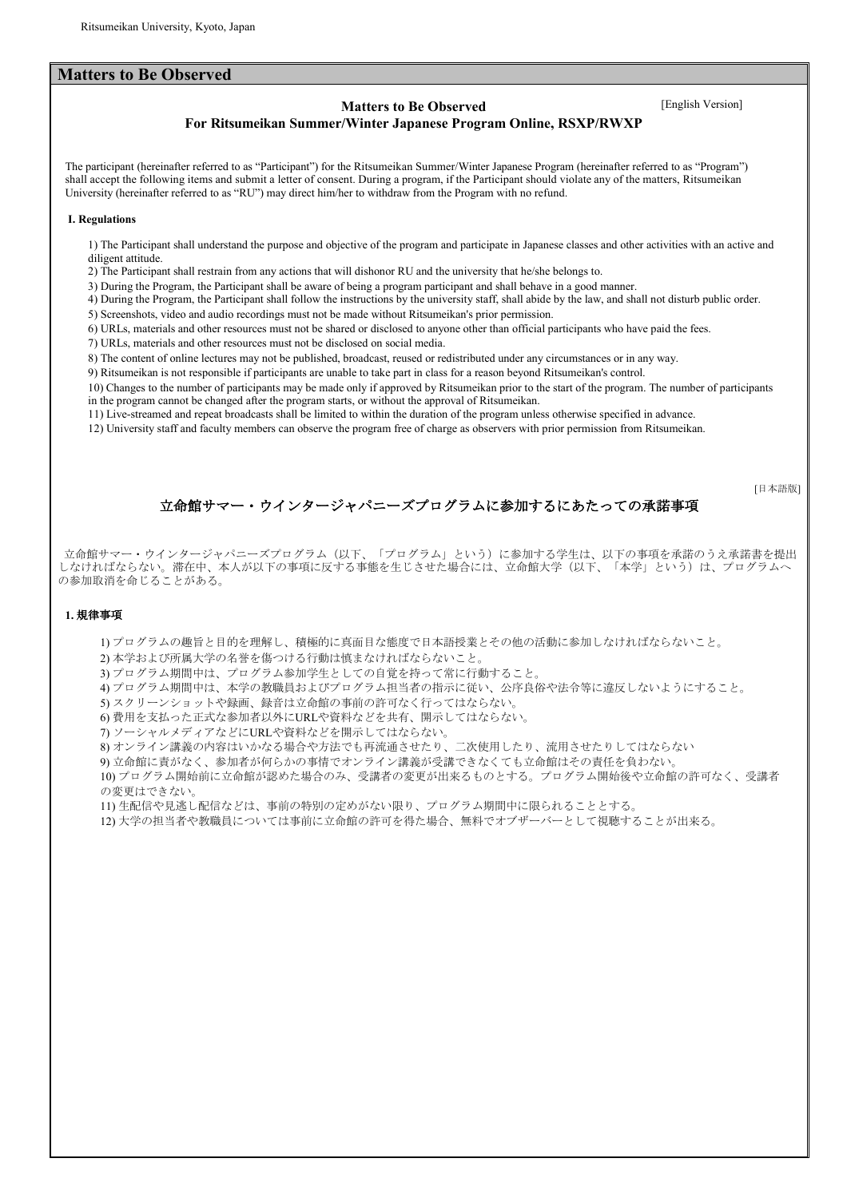## Matters to Be Observed

### Matters to Be Observed
### For Ritsumeikan Summer/Winter Japanese Program Online, RSXP/RWXP

[English Version]

The participant (hereinafter referred to as "Participant") for the Ritsumeikan Summer/Winter Japanese Program (hereinafter referred to as "Program") shall accept the following items and submit a letter of consent. During a program, if the Participant should violate any of the matters, Ritsumeikan University (hereinafter referred to as "RU") may direct him/her to withdraw from the Program with no refund.

**I. Regulations**

1) The Participant shall understand the purpose and objective of the program and participate in Japanese classes and other activities with an active and diligent attitude.
2) The Participant shall restrain from any actions that will dishonor RU and the university that he/she belongs to.
3) During the Program, the Participant shall be aware of being a program participant and shall behave in a good manner.
4) During the Program, the Participant shall follow the instructions by the university staff, shall abide by the law, and shall not disturb public order.
5) Screenshots, video and audio recordings must not be made without Ritsumeikan's prior permission.
6) URLs, materials and other resources must not be shared or disclosed to anyone other than official participants who have paid the fees.
7) URLs, materials and other resources must not be disclosed on social media.
8) The content of online lectures may not be published, broadcast, reused or redistributed under any circumstances or in any way.
9) Ritsumeikan is not responsible if participants are unable to take part in class for a reason beyond Ritsumeikan's control.
10) Changes to the number of participants may be made only if approved by Ritsumeikan prior to the start of the program. The number of participants in the program cannot be changed after the program starts, or without the approval of Ritsumeikan.
11) Live-streamed and repeat broadcasts shall be limited to within the duration of the program unless otherwise specified in advance.
12) University staff and faculty members can observe the program free of charge as observers with prior permission from Ritsumeikan.

[日本語版]

### 立命館サマー・ウインタージャパニーズプログラムに参加するにあたっての承諾事項

立命館サマー・ウインタージャパニーズプログラム（以下、「プログラム」という）に参加する学生は、以下の事項を承諾のうえ承諾書を提出しなければならない。滞在中、本人が以下の事項に反する事態を生じさせた場合には、立命館大学（以下、「本学」という）は、プログラムへの参加取消を命じることがある。

**1. 規律事項**

1) プログラムの趣旨と目的を理解し、積極的に真面目な態度で日本語授業とその他の活動に参加しなければならないこと。
2) 本学および所属大学の名誉を傷つける行動は慎まなければならないこと。
3) プログラム期間中は、プログラム参加学生としての自覚を持って常に行動すること。
4) プログラム期間中は、本学の教職員およびプログラム担当者の指示に従い、公序良俗や法令等に違反しないようにすること。
5) スクリーンショットや録画、録音は立命館の事前の許可なく行ってはならない。
6) 費用を支払った正式な参加者以外にURLや資料などを共有、開示してはならない。
7) ソーシャルメディアなどにURLや資料などを開示してはならない。
8) オンライン講義の内容はいかなる場合や方法でも再流通させたり、二次使用したり、流用させたりしてはならない
9) 立命館に責がなく、参加者が何らかの事情でオンライン講義が受講できなくても立命館はその責任を負わない。
10) プログラム開始前に立命館が認めた場合のみ、受講者の変更が出来るものとする。プログラム開始後や立命館の許可なく、受講者の変更はできない。
11) 生配信や見逃し配信などは、事前の特別の定めがない限り、プログラム期間中に限られることとする。
12) 大学の担当者や教職員については事前に立命館の許可を得た場合、無料でオブザーバーとして視聴することが出来る。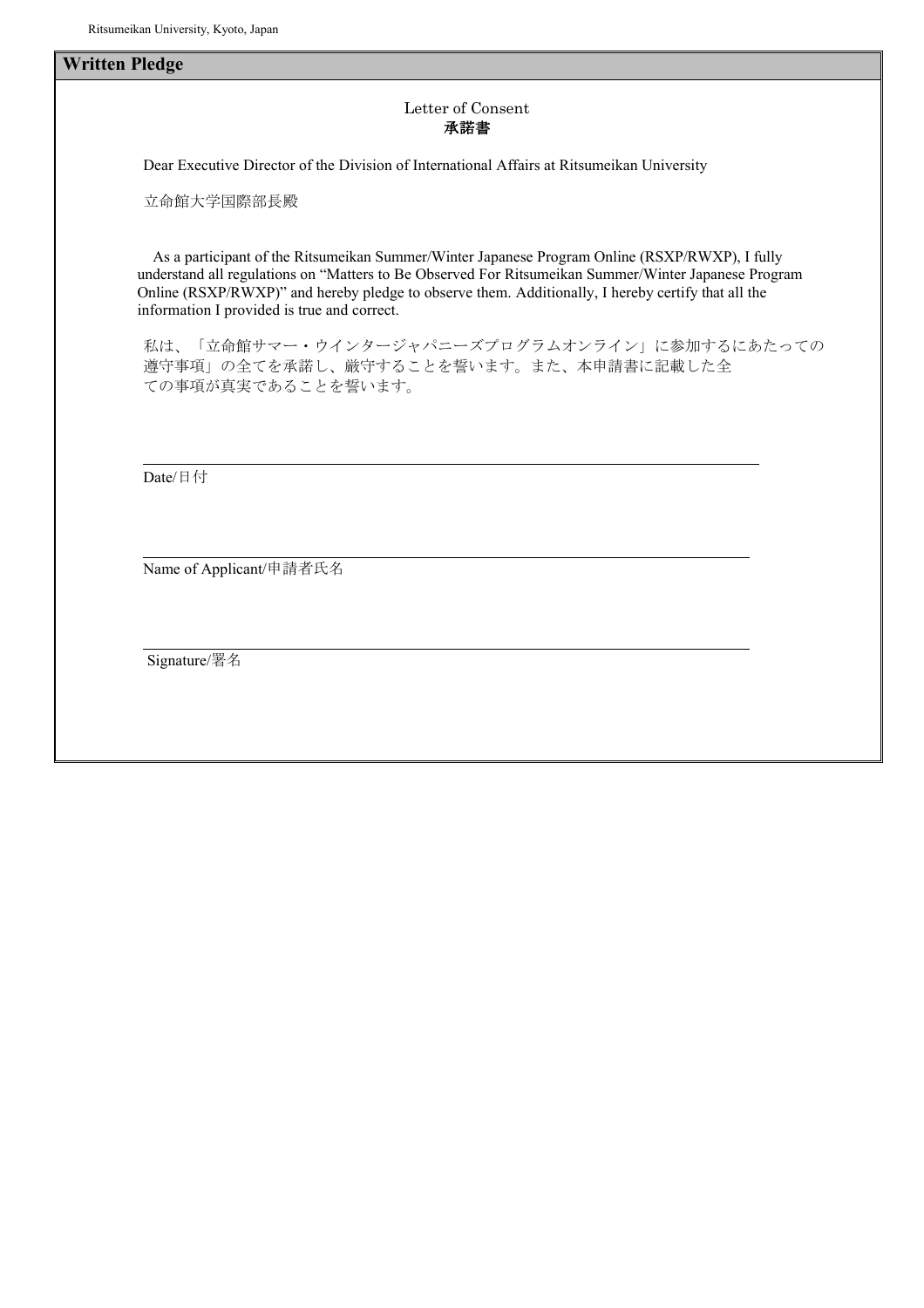## Written Pledge

Letter of Consent
**承諾書**

Dear Executive Director of the Division of International Affairs at Ritsumeikan University

立命館大学国際部長殿

As a participant of the Ritsumeikan Summer/Winter Japanese Program Online (RSXP/RWXP), I fully understand all regulations on "Matters to Be Observed For Ritsumeikan Summer/Winter Japanese Program Online (RSXP/RWXP)" and hereby pledge to observe them. Additionally, I hereby certify that all the information I provided is true and correct.

私は、「立命館サマー・ウインタージャパニーズプログラムオンライン」に参加するにあたっての遵守事項」の全てを承諾し、厳守することを誓います。また、本申請書に記載した全ての事項が真実であることを誓います。

Date/日付

Name of Applicant/申請者氏名

Signature/署名